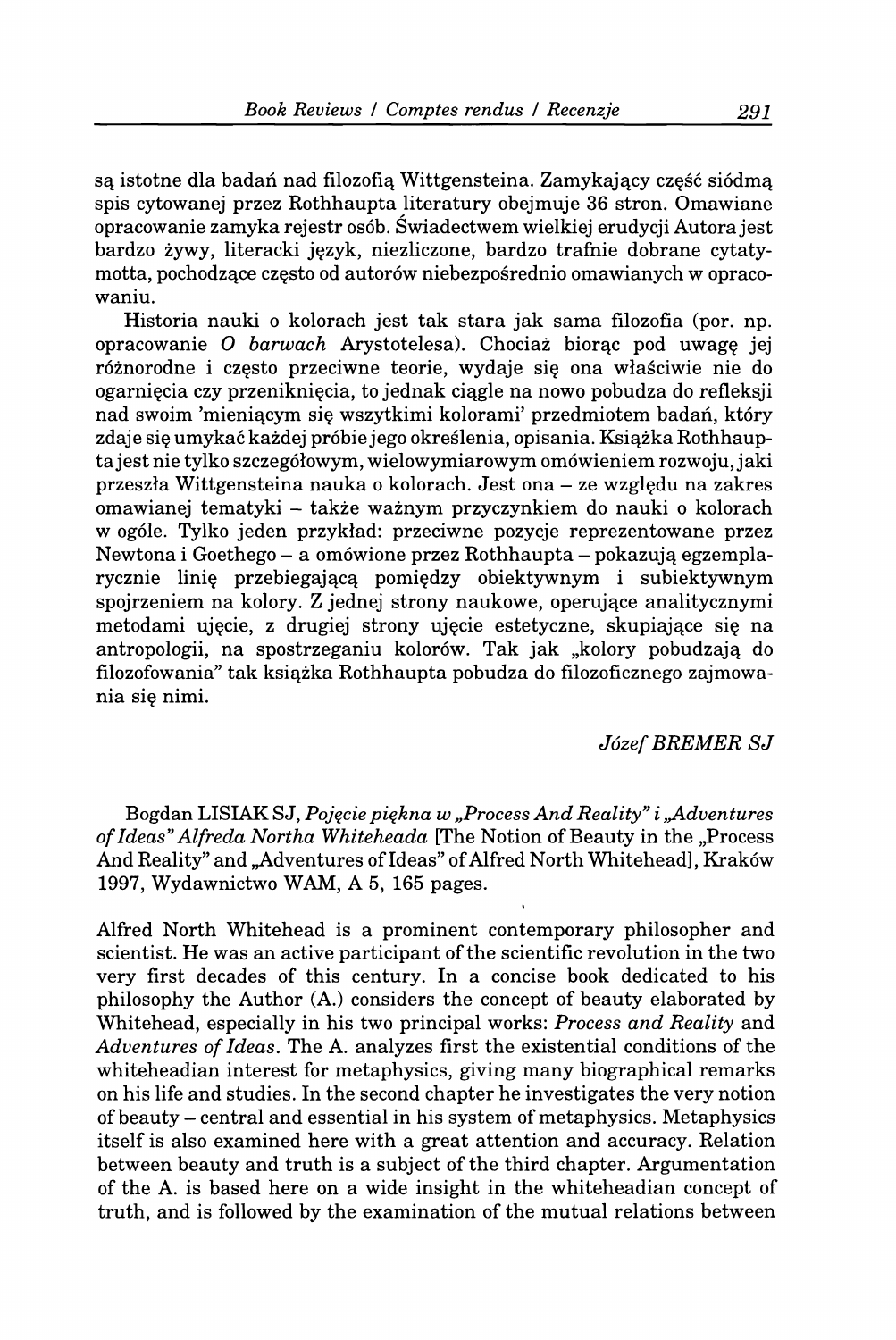są istotne dla badań nad filozofią Wittgensteina. Zamykający część siódmą spis cytowanej przez Rothhaupta literatury obejmuje 36 stron. Omawiane opracowanie zamyka rejestr osób. Świadectwem wielkiej erudycji Autora jest bardzo żywy, literacki język, niezliczone, bardzo trafnie dobrane cytaty-motta, pochodzące często od autorów niebezpośrednio omawianych w opracowaniu.

Historia nauki o kolorach jest tak stara jak sama filozofia (por. np. opracowanie *O barwach* Arystotelesa). Chociaż biorąc pod uwagę jej różnorodne i często przeciwne teorie, wydaje się ona właściwie nie do ogarnięcia czy przeniknięcia, to jednak ciągle na nowo pobudza do refleksji nad swoim 'mieniącym się wszytkimi kolorami' przedmiotem badań, który zdaje się umykać każdej próbie jego określenia, opisania. Książka Rothhaupta jest nie tylko szczegółowym, wielowymiarowym omówieniem rozwoju, jaki przeszła Wittgensteina nauka o kolorach. Jest ona – ze względu na zakres omawianej tematyki – także ważnym przyczynkiem do nauki o kolorach w ogóle. Tylko jeden przykład: przeciwne pozycje reprezentowane przez Newtona i Goethego – a omówione przez Rothhaupta – pokazują egzemplarycznie linię przebiegającą pomiędzy obiektywnym i subiektywnym spojrzeniem na kolory. Z jednej strony naukowe, operujące analitycznymi metodami ujęcie, z drugiej strony ujęcie estetyczne, skupiające się na antropologii, na spostrzeganiu kolorów. Tak jak „kolory pobudzają do filozofowania" tak książka Rothhaupta pobudza do filozoficznego zajmowania się nimi.

*Józef BREMER SJ*

Bogdan LISIAK SJ, *Pojęcie piękna w „Process And Reality" i „Adventures of Ideas" Alfreda Northa Whiteheada* [The Notion of Beauty in the „Process And Reality" and „Adventures of Ideas" of Alfred North Whitehead], Kraków 1997, Wydawnictwo WAM, A 5, 165 pages.

Alfred North Whitehead is a prominent contemporary philosopher and scientist. He was an active participant of the scientific revolution in the two very first decades of this century. In a concise book dedicated to his philosophy the Author (A.) considers the concept of beauty elaborated by Whitehead, especially in his two principal works: *Process and Reality* and *Adventures of Ideas*. The A. analyzes first the existential conditions of the whiteheadian interest for metaphysics, giving many biographical remarks on his life and studies. In the second chapter he investigates the very notion of beauty – central and essential in his system of metaphysics. Metaphysics itself is also examined here with a great attention and accuracy. Relation between beauty and truth is a subject of the third chapter. Argumentation of the A. is based here on a wide insight in the whiteheadian concept of truth, and is followed by the examination of the mutual relations between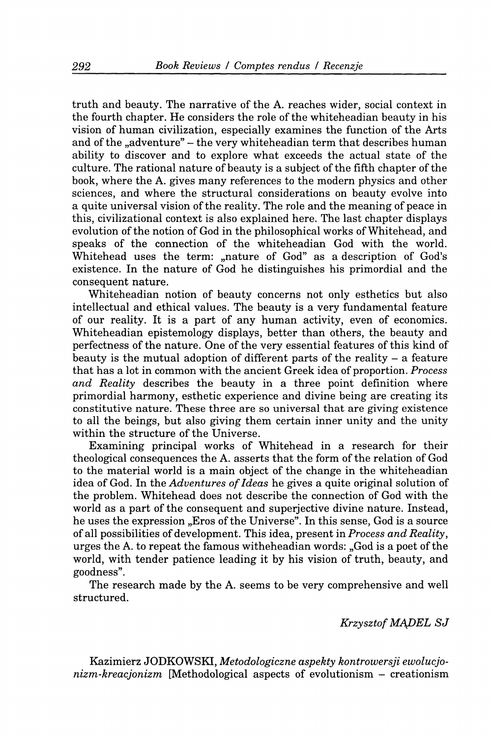truth and beauty. The narrative of the A. reaches wider, social context in the fourth chapter. He considers the role of the whiteheadian beauty in his vision of human civilization, especially examines the function of the Arts and of the „adventure" – the very whiteheadian term that describes human ability to discover and to explore what exceeds the actual state of the culture. The rational nature of beauty is a subject of the fifth chapter of the book, where the A. gives many references to the modern physics and other sciences, and where the structural considerations on beauty evolve into a quite universal vision of the reality. The role and the meaning of peace in this, civilizational context is also explained here. The last chapter displays evolution of the notion of God in the philosophical works of Whitehead, and speaks of the connection of the whiteheadian God with the world. Whitehead uses the term: „nature of God" as a description of God's existence. In the nature of God he distinguishes his primordial and the consequent nature.

Whiteheadian notion of beauty concerns not only esthetics but also intellectual and ethical values. The beauty is a very fundamental feature of our reality. It is a part of any human activity, even of economics. Whiteheadian epistemology displays, better than others, the beauty and perfectness of the nature. One of the very essential features of this kind of beauty is the mutual adoption of different parts of the reality – a feature that has a lot in common with the ancient Greek idea of proportion. *Process and Reality* describes the beauty in a three point definition where primordial harmony, esthetic experience and divine being are creating its constitutive nature. These three are so universal that are giving existence to all the beings, but also giving them certain inner unity and the unity within the structure of the Universe.

Examining principal works of Whitehead in a research for their theological consequences the A. asserts that the form of the relation of God to the material world is a main object of the change in the whiteheadian idea of God. In the *Adventures of Ideas* he gives a quite original solution of the problem. Whitehead does not describe the connection of God with the world as a part of the consequent and superjective divine nature. Instead, he uses the expression „Eros of the Universe". In this sense, God is a source of all possibilities of development. This idea, present in *Process and Reality*, urges the A. to repeat the famous witheheadian words: „God is a poet of the world, with tender patience leading it by his vision of truth, beauty, and goodness".

The research made by the A. seems to be very comprehensive and well structured.

*Krzysztof MĄDEL SJ*

Kazimierz JODKOWSKI, *Metodologiczne aspekty kontrowersji ewolucjonizm-kreacjonizm* [Methodological aspects of evolutionism – creationism